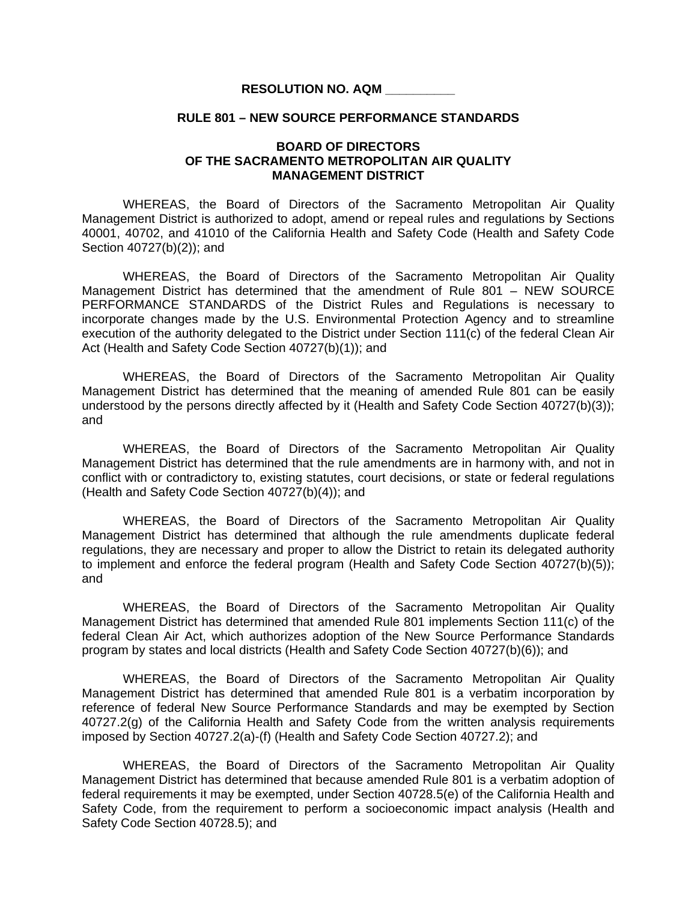**RESOLUTION NO. AQM __________**

**RULE 801 – NEW SOURCE PERFORMANCE STANDARDS**

**BOARD OF DIRECTORS**
**OF THE SACRAMENTO METROPOLITAN AIR QUALITY MANAGEMENT DISTRICT**

WHEREAS, the Board of Directors of the Sacramento Metropolitan Air Quality Management District is authorized to adopt, amend or repeal rules and regulations by Sections 40001, 40702, and 41010 of the California Health and Safety Code (Health and Safety Code Section 40727(b)(2)); and

WHEREAS, the Board of Directors of the Sacramento Metropolitan Air Quality Management District has determined that the amendment of Rule 801 – NEW SOURCE PERFORMANCE STANDARDS of the District Rules and Regulations is necessary to incorporate changes made by the U.S. Environmental Protection Agency and to streamline execution of the authority delegated to the District under Section 111(c) of the federal Clean Air Act (Health and Safety Code Section 40727(b)(1)); and

WHEREAS, the Board of Directors of the Sacramento Metropolitan Air Quality Management District has determined that the meaning of amended Rule 801 can be easily understood by the persons directly affected by it (Health and Safety Code Section 40727(b)(3)); and

WHEREAS, the Board of Directors of the Sacramento Metropolitan Air Quality Management District has determined that the rule amendments are in harmony with, and not in conflict with or contradictory to, existing statutes, court decisions, or state or federal regulations (Health and Safety Code Section 40727(b)(4)); and

WHEREAS, the Board of Directors of the Sacramento Metropolitan Air Quality Management District has determined that although the rule amendments duplicate federal regulations, they are necessary and proper to allow the District to retain its delegated authority to implement and enforce the federal program (Health and Safety Code Section 40727(b)(5)); and

WHEREAS, the Board of Directors of the Sacramento Metropolitan Air Quality Management District has determined that amended Rule 801 implements Section 111(c) of the federal Clean Air Act, which authorizes adoption of the New Source Performance Standards program by states and local districts (Health and Safety Code Section 40727(b)(6)); and

WHEREAS, the Board of Directors of the Sacramento Metropolitan Air Quality Management District has determined that amended Rule 801 is a verbatim incorporation by reference of federal New Source Performance Standards and may be exempted by Section 40727.2(g) of the California Health and Safety Code from the written analysis requirements imposed by Section 40727.2(a)-(f) (Health and Safety Code Section 40727.2); and

WHEREAS, the Board of Directors of the Sacramento Metropolitan Air Quality Management District has determined that because amended Rule 801 is a verbatim adoption of federal requirements it may be exempted, under Section 40728.5(e) of the California Health and Safety Code, from the requirement to perform a socioeconomic impact analysis (Health and Safety Code Section 40728.5); and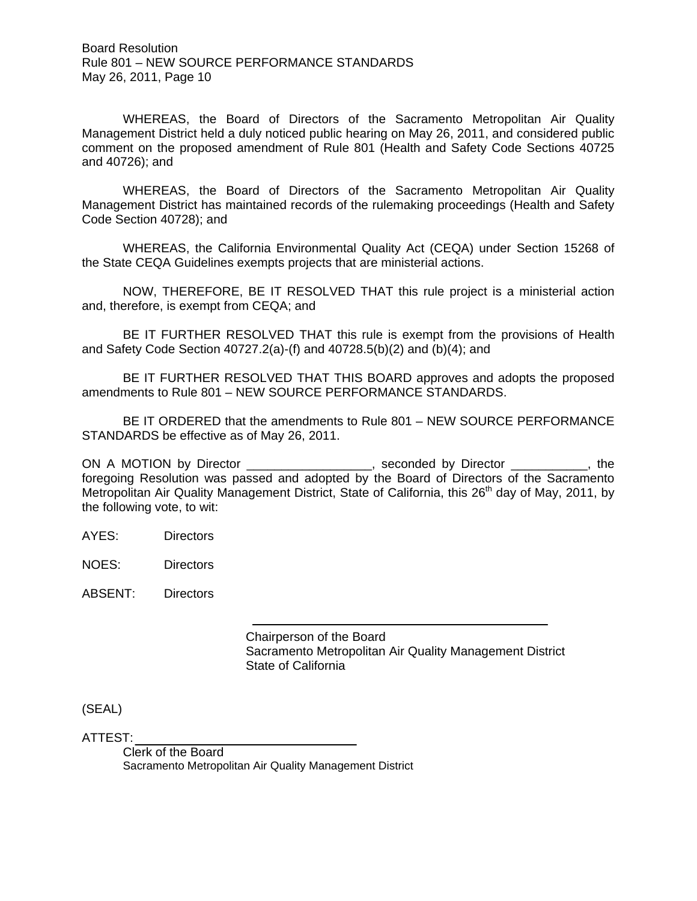WHEREAS, the Board of Directors of the Sacramento Metropolitan Air Quality Management District held a duly noticed public hearing on May 26, 2011, and considered public comment on the proposed amendment of Rule 801 (Health and Safety Code Sections 40725 and 40726); and

WHEREAS, the Board of Directors of the Sacramento Metropolitan Air Quality Management District has maintained records of the rulemaking proceedings (Health and Safety Code Section 40728); and

WHEREAS, the California Environmental Quality Act (CEQA) under Section 15268 of the State CEQA Guidelines exempts projects that are ministerial actions.

NOW, THEREFORE, BE IT RESOLVED THAT this rule project is a ministerial action and, therefore, is exempt from CEQA; and

BE IT FURTHER RESOLVED THAT this rule is exempt from the provisions of Health and Safety Code Section 40727.2(a)-(f) and 40728.5(b)(2) and (b)(4); and

BE IT FURTHER RESOLVED THAT THIS BOARD approves and adopts the proposed amendments to Rule 801 – NEW SOURCE PERFORMANCE STANDARDS.

BE IT ORDERED that the amendments to Rule 801 – NEW SOURCE PERFORMANCE STANDARDS be effective as of May 26, 2011.

ON A MOTION by Director __________________, seconded by Director ___________, the foregoing Resolution was passed and adopted by the Board of Directors of the Sacramento Metropolitan Air Quality Management District, State of California, this 26th day of May, 2011, by the following vote, to wit:

AYES: Directors

NOES: Directors

ABSENT: Directors

______________________________________

Chairperson of the Board
Sacramento Metropolitan Air Quality Management District
State of California

(SEAL)

ATTEST: ______________________________

Clerk of the Board
Sacramento Metropolitan Air Quality Management District